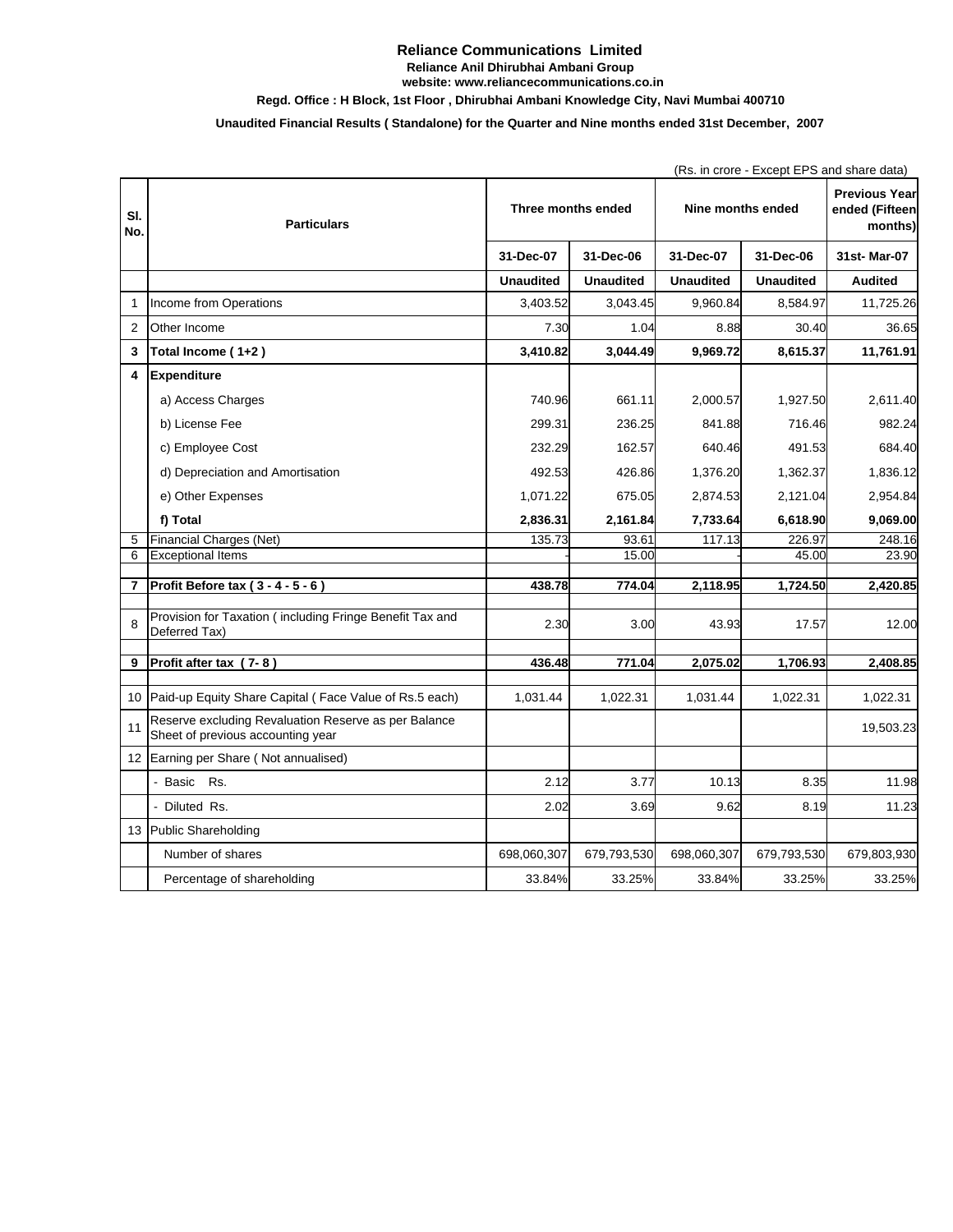# Reliance Communications Limited

**Reliance Anil Dhirubhai Ambani Group**

**website: www.reliancecommunications.co.in**

**Regd. Office : H Block, 1st Floor , Dhirubhai Ambani Knowledge City, Navi Mumbai 400710**

**Unaudited Financial Results ( Standalone) for the Quarter and Nine months ended 31st December, 2007**

(Rs. in crore - Except EPS and share data)

| Sl. No. | Particulars | Three months ended | | Nine months ended | | Previous Year ended (Fifteen months) |
|---|---|---|---|---|---|---|
| | | 31-Dec-07 | 31-Dec-06 | 31-Dec-07 | 31-Dec-06 | 31st- Mar-07 |
| | | Unaudited | Unaudited | Unaudited | Unaudited | Audited |
| 1 | Income from Operations | 3,403.52 | 3,043.45 | 9,960.84 | 8,584.97 | 11,725.26 |
| 2 | Other Income | 7.30 | 1.04 | 8.88 | 30.40 | 36.65 |
| **3** | **Total Income ( 1+2 )** | **3,410.82** | **3,044.49** | **9,969.72** | **8,615.37** | **11,761.91** |
| **4** | **Expenditure** | | | | | |
| | a) Access Charges | 740.96 | 661.11 | 2,000.57 | 1,927.50 | 2,611.40 |
| | b) License Fee | 299.31 | 236.25 | 841.88 | 716.46 | 982.24 |
| | c) Employee Cost | 232.29 | 162.57 | 640.46 | 491.53 | 684.40 |
| | d) Depreciation and Amortisation | 492.53 | 426.86 | 1,376.20 | 1,362.37 | 1,836.12 |
| | e) Other Expenses | 1,071.22 | 675.05 | 2,874.53 | 2,121.04 | 2,954.84 |
| | **f) Total** | **2,836.31** | **2,161.84** | **7,733.64** | **6,618.90** | **9,069.00** |
| 5 | Financial Charges (Net) | 135.73 | 93.61 | 117.13 | 226.97 | 248.16 |
| 6 | Exceptional Items | - | 15.00 | - | 45.00 | 23.90 |
| **7** | **Profit Before tax ( 3 - 4 - 5 - 6 )** | **438.78** | **774.04** | **2,118.95** | **1,724.50** | **2,420.85** |
| 8 | Provision for Taxation ( including Fringe Benefit Tax and Deferred Tax) | 2.30 | 3.00 | 43.93 | 17.57 | 12.00 |
| **9** | **Profit after tax ( 7- 8 )** | **436.48** | **771.04** | **2,075.02** | **1,706.93** | **2,408.85** |
| 10 | Paid-up Equity Share Capital ( Face Value of Rs.5 each) | 1,031.44 | 1,022.31 | 1,031.44 | 1,022.31 | 1,022.31 |
| 11 | Reserve excluding Revaluation Reserve as per Balance Sheet of previous accounting year | | | | | 19,503.23 |
| 12 | Earning per Share ( Not annualised) | | | | | |
| | - Basic Rs. | 2.12 | 3.77 | 10.13 | 8.35 | 11.98 |
| | - Diluted Rs. | 2.02 | 3.69 | 9.62 | 8.19 | 11.23 |
| 13 | Public Shareholding | | | | | |
| | Number of shares | 698,060,307 | 679,793,530 | 698,060,307 | 679,793,530 | 679,803,930 |
| | Percentage of shareholding | 33.84% | 33.25% | 33.84% | 33.25% | 33.25% |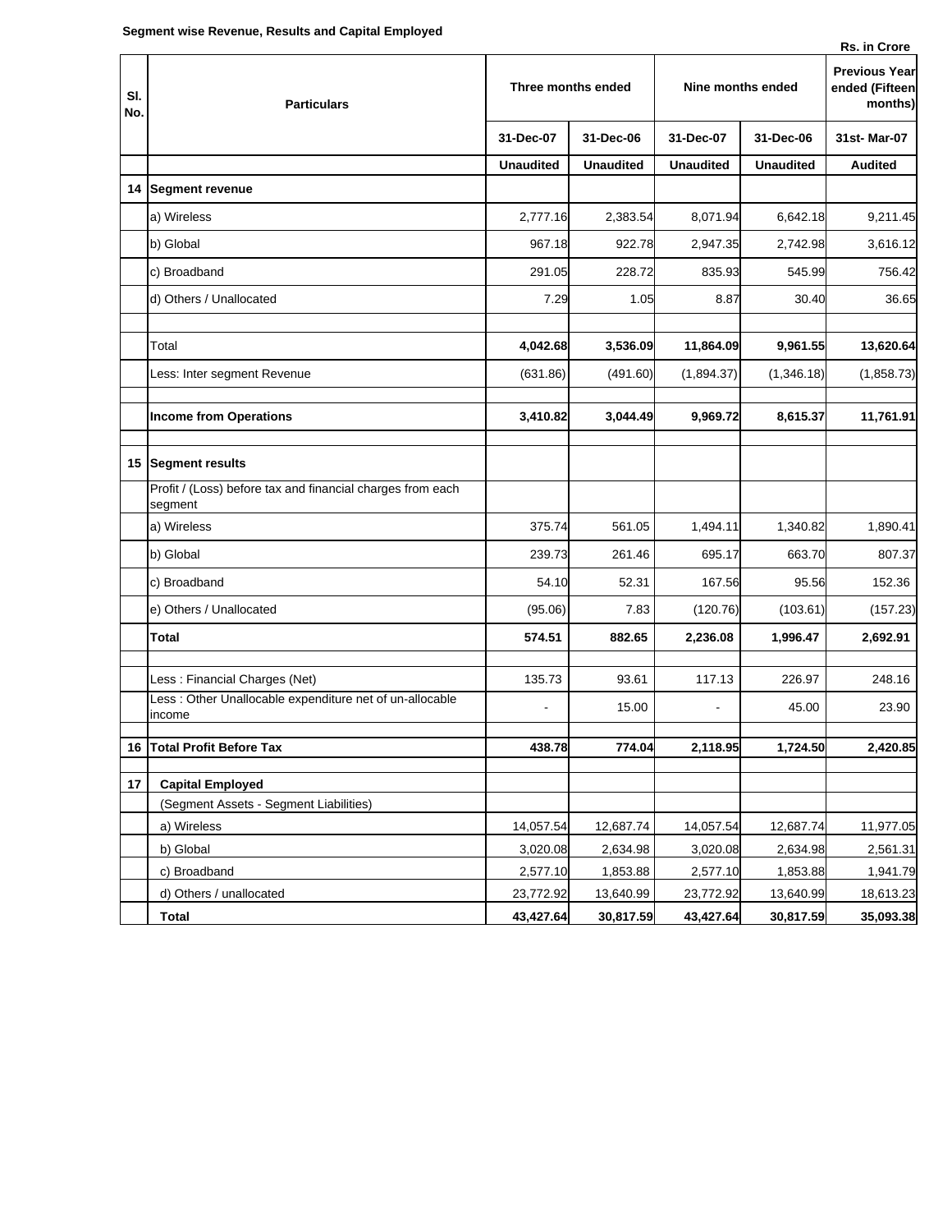**Segment wise Revenue, Results and Capital Employed**

Rs. in Crore

| Sl. No. | Particulars | Three months ended | | Nine months ended | | Previous Year ended (Fifteen months) |
|---|---|---|---|---|---|---|
| | | 31-Dec-07 | 31-Dec-06 | 31-Dec-07 | 31-Dec-06 | 31st- Mar-07 |
| | | **Unaudited** | **Unaudited** | **Unaudited** | **Unaudited** | **Audited** |
| **14** | **Segment revenue** | | | | | |
| | a) Wireless | 2,777.16 | 2,383.54 | 8,071.94 | 6,642.18 | 9,211.45 |
| | b) Global | 967.18 | 922.78 | 2,947.35 | 2,742.98 | 3,616.12 |
| | c) Broadband | 291.05 | 228.72 | 835.93 | 545.99 | 756.42 |
| | d) Others / Unallocated | 7.29 | 1.05 | 8.87 | 30.40 | 36.65 |
| | Total | **4,042.68** | **3,536.09** | **11,864.09** | **9,961.55** | **13,620.64** |
| | Less: Inter segment Revenue | (631.86) | (491.60) | (1,894.37) | (1,346.18) | (1,858.73) |
| | **Income from Operations** | **3,410.82** | **3,044.49** | **9,969.72** | **8,615.37** | **11,761.91** |
| **15** | **Segment results** | | | | | |
| | Profit / (Loss) before tax and financial charges from each segment | | | | | |
| | a) Wireless | 375.74 | 561.05 | 1,494.11 | 1,340.82 | 1,890.41 |
| | b) Global | 239.73 | 261.46 | 695.17 | 663.70 | 807.37 |
| | c) Broadband | 54.10 | 52.31 | 167.56 | 95.56 | 152.36 |
| | e) Others / Unallocated | (95.06) | 7.83 | (120.76) | (103.61) | (157.23) |
| | **Total** | **574.51** | **882.65** | **2,236.08** | **1,996.47** | **2,692.91** |
| | Less : Financial Charges (Net) | 135.73 | 93.61 | 117.13 | 226.97 | 248.16 |
| | Less : Other Unallocable expenditure net of un-allocable income | - | 15.00 | - | 45.00 | 23.90 |
| **16** | **Total Profit Before Tax** | **438.78** | **774.04** | **2,118.95** | **1,724.50** | **2,420.85** |
| **17** | **Capital Employed** | | | | | |
| | (Segment Assets - Segment Liabilities) | | | | | |
| | a) Wireless | 14,057.54 | 12,687.74 | 14,057.54 | 12,687.74 | 11,977.05 |
| | b) Global | 3,020.08 | 2,634.98 | 3,020.08 | 2,634.98 | 2,561.31 |
| | c) Broadband | 2,577.10 | 1,853.88 | 2,577.10 | 1,853.88 | 1,941.79 |
| | d) Others / unallocated | 23,772.92 | 13,640.99 | 23,772.92 | 13,640.99 | 18,613.23 |
| | **Total** | **43,427.64** | **30,817.59** | **43,427.64** | **30,817.59** | **35,093.38** |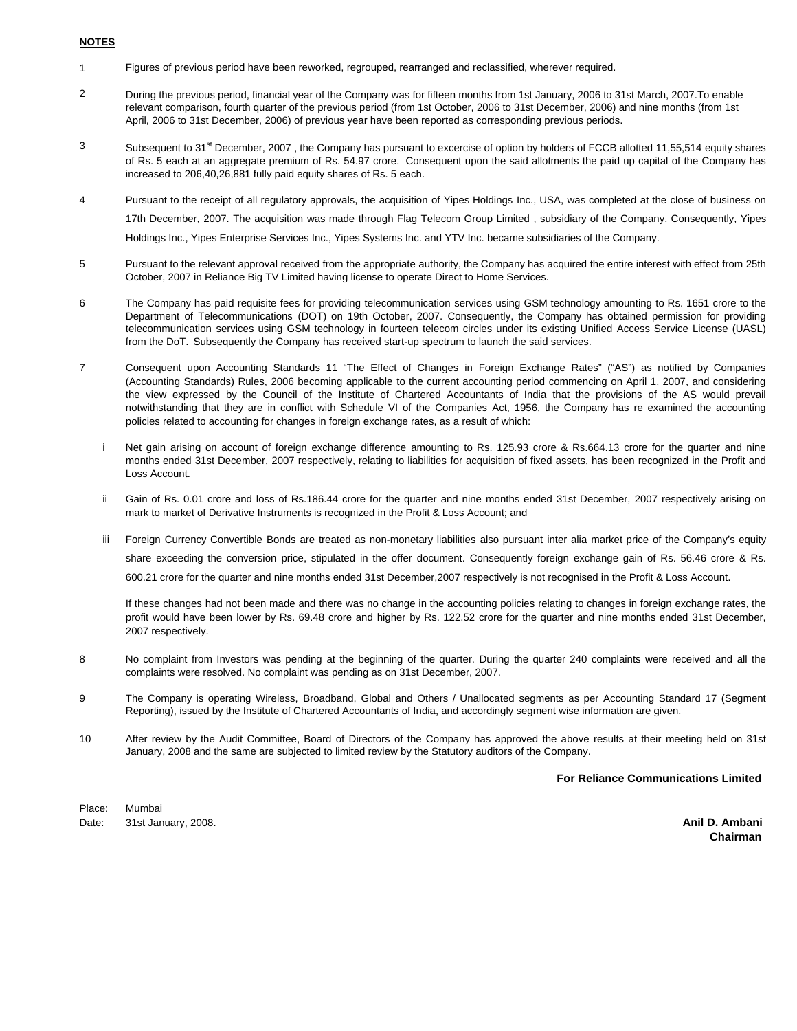**NOTES**

1 Figures of previous period have been reworked, regrouped, rearranged and reclassified, wherever required.

2 During the previous period, financial year of the Company was for fifteen months from 1st January, 2006 to 31st March, 2007.To enable relevant comparison, fourth quarter of the previous period (from 1st October, 2006 to 31st December, 2006) and nine months (from 1st April, 2006 to 31st December, 2006) of previous year have been reported as corresponding previous periods.

3 Subsequent to 31st December, 2007 , the Company has pursuant to excercise of option by holders of FCCB allotted 11,55,514 equity shares of Rs. 5 each at an aggregate premium of Rs. 54.97 crore. Consequent upon the said allotments the paid up capital of the Company has increased to 206,40,26,881 fully paid equity shares of Rs. 5 each.

4 Pursuant to the receipt of all regulatory approvals, the acquisition of Yipes Holdings Inc., USA, was completed at the close of business on 17th December, 2007. The acquisition was made through Flag Telecom Group Limited , subsidiary of the Company. Consequently, Yipes Holdings Inc., Yipes Enterprise Services Inc., Yipes Systems Inc. and YTV Inc. became subsidiaries of the Company.

5 Pursuant to the relevant approval received from the appropriate authority, the Company has acquired the entire interest with effect from 25th October, 2007 in Reliance Big TV Limited having license to operate Direct to Home Services.

6 The Company has paid requisite fees for providing telecommunication services using GSM technology amounting to Rs. 1651 crore to the Department of Telecommunications (DOT) on 19th October, 2007. Consequently, the Company has obtained permission for providing telecommunication services using GSM technology in fourteen telecom circles under its existing Unified Access Service License (UASL) from the DoT. Subsequently the Company has received start-up spectrum to launch the said services.

7 Consequent upon Accounting Standards 11 "The Effect of Changes in Foreign Exchange Rates" ("AS") as notified by Companies (Accounting Standards) Rules, 2006 becoming applicable to the current accounting period commencing on April 1, 2007, and considering the view expressed by the Council of the Institute of Chartered Accountants of India that the provisions of the AS would prevail notwithstanding that they are in conflict with Schedule VI of the Companies Act, 1956, the Company has re examined the accounting policies related to accounting for changes in foreign exchange rates, as a result of which:

   i Net gain arising on account of foreign exchange difference amounting to Rs. 125.93 crore & Rs.664.13 crore for the quarter and nine months ended 31st December, 2007 respectively, relating to liabilities for acquisition of fixed assets, has been recognized in the Profit and Loss Account.

   ii Gain of Rs. 0.01 crore and loss of Rs.186.44 crore for the quarter and nine months ended 31st December, 2007 respectively arising on mark to market of Derivative Instruments is recognized in the Profit & Loss Account; and

   iii Foreign Currency Convertible Bonds are treated as non-monetary liabilities also pursuant inter alia market price of the Company's equity share exceeding the conversion price, stipulated in the offer document. Consequently foreign exchange gain of Rs. 56.46 crore & Rs. 600.21 crore for the quarter and nine months ended 31st December,2007 respectively is not recognised in the Profit & Loss Account.

   If these changes had not been made and there was no change in the accounting policies relating to changes in foreign exchange rates, the profit would have been lower by Rs. 69.48 crore and higher by Rs. 122.52 crore for the quarter and nine months ended 31st December, 2007 respectively.

8 No complaint from Investors was pending at the beginning of the quarter. During the quarter 240 complaints were received and all the complaints were resolved. No complaint was pending as on 31st December, 2007.

9 The Company is operating Wireless, Broadband, Global and Others / Unallocated segments as per Accounting Standard 17 (Segment Reporting), issued by the Institute of Chartered Accountants of India, and accordingly segment wise information are given.

10 After review by the Audit Committee, Board of Directors of the Company has approved the above results at their meeting held on 31st January, 2008 and the same are subjected to limited review by the Statutory auditors of the Company.

**For Reliance Communications Limited**

Place: Mumbai
Date: 31st January, 2008.

**Anil D. Ambani**
**Chairman**